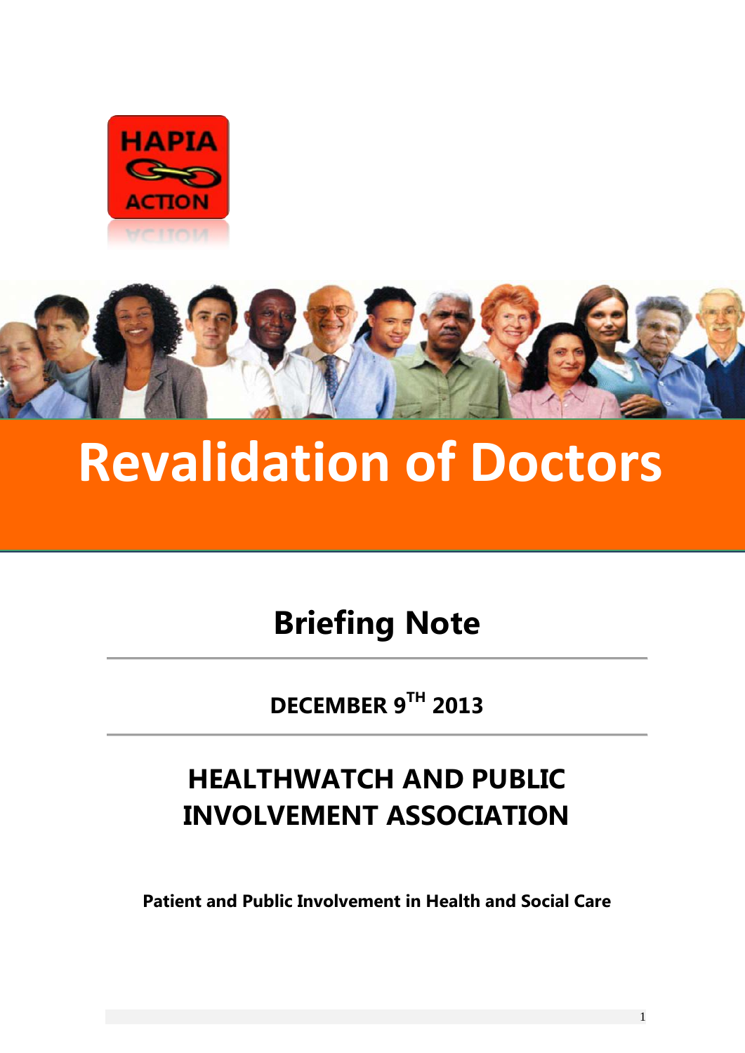HAPIA ACTION

# Revalidation of Doctors

## Briefing Note

**DECEMBER 9TH 2013**

## HEALTHWATCH AND PUBLIC INVOLVEMENT ASSOCIATION

**Patient and Public Involvement in Health and Social Care**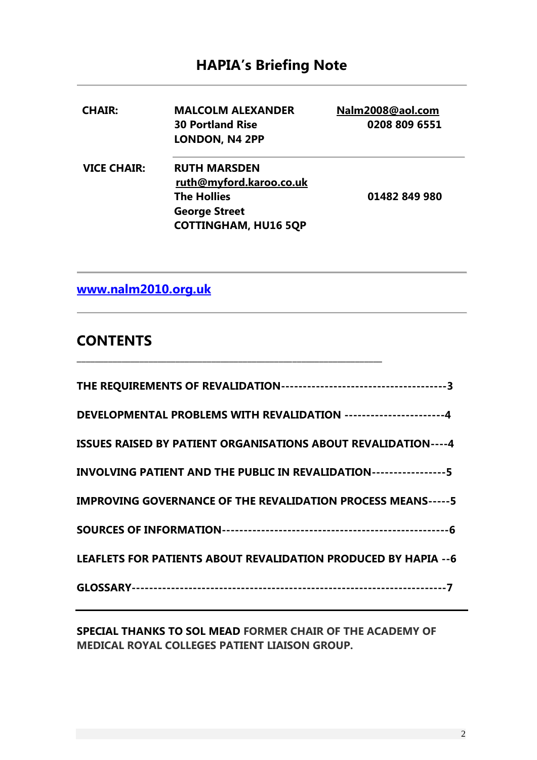# HAPIA's Briefing Note

| | | |
|---|---|---|
| **CHAIR:** | **MALCOLM ALEXANDER**<br>**30 Portland Rise**<br>**LONDON, N4 2PP** | **Nalm2008@aol.com**<br>**0208 809 6551** |
| **VICE CHAIR:** | **RUTH MARSDEN**<br>**ruth@myford.karoo.co.uk**<br>**The Hollies**<br>**George Street**<br>**COTTINGHAM, HU16 5QP** | **01482 849 980** |

**www.nalm2010.org.uk**

## CONTENTS

**THE REQUIREMENTS OF REVALIDATION--------------------------------------3**

**DEVELOPMENTAL PROBLEMS WITH REVALIDATION -----------------------4**

**ISSUES RAISED BY PATIENT ORGANISATIONS ABOUT REVALIDATION----4**

**INVOLVING PATIENT AND THE PUBLIC IN REVALIDATION-----------------5**

**IMPROVING GOVERNANCE OF THE REVALIDATION PROCESS MEANS-----5**

**SOURCES OF INFORMATION---------------------------------------------------6**

**LEAFLETS FOR PATIENTS ABOUT REVALIDATION PRODUCED BY HAPIA --6**

**GLOSSARY---------------------------------------------------------------------7**

**SPECIAL THANKS TO SOL MEAD FORMER CHAIR OF THE ACADEMY OF MEDICAL ROYAL COLLEGES PATIENT LIAISON GROUP.**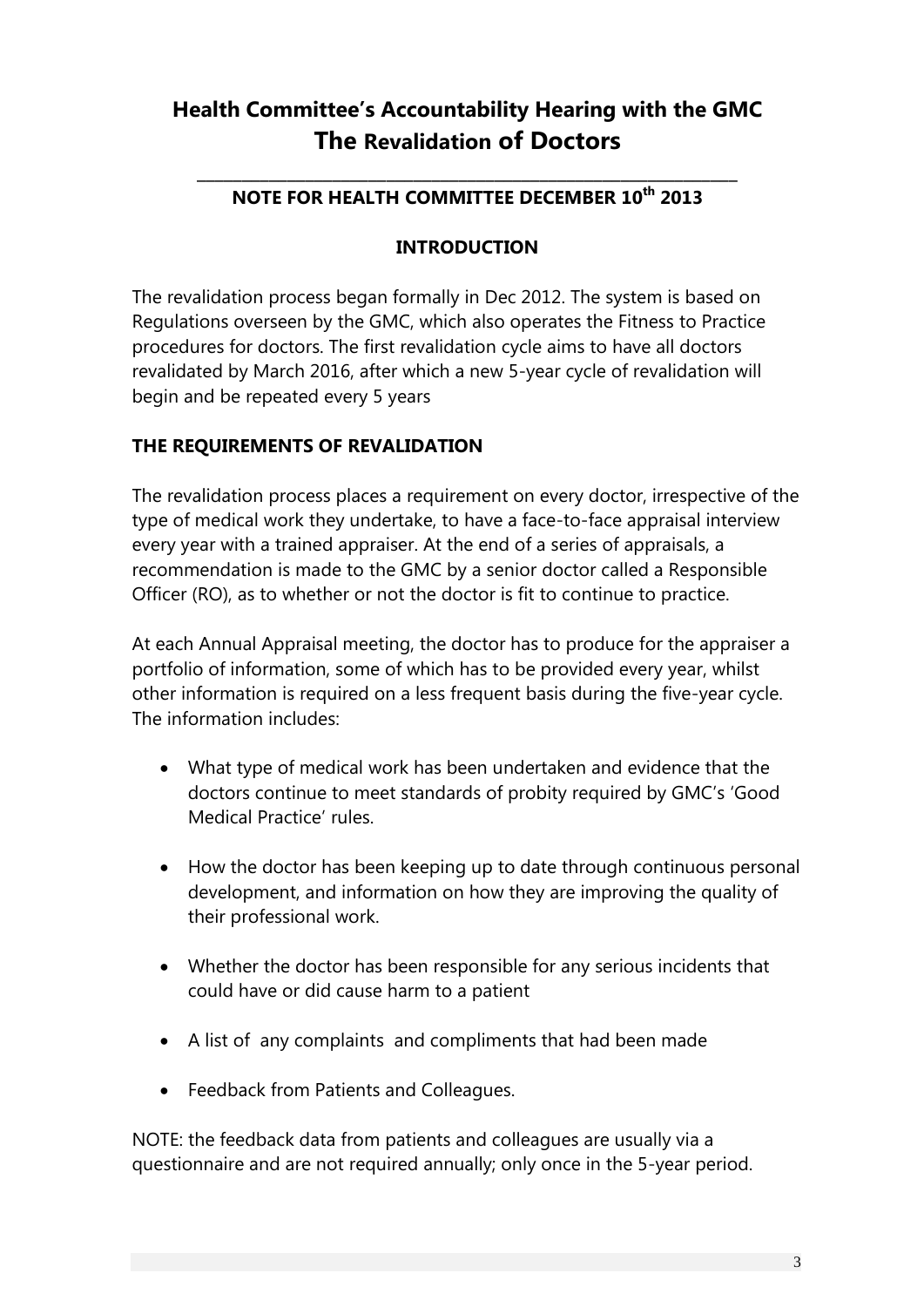# Health Committee's Accountability Hearing with the GMC
# The Revalidation of Doctors

---

## NOTE FOR HEALTH COMMITTEE DECEMBER 10th 2013

### INTRODUCTION

The revalidation process began formally in Dec 2012. The system is based on Regulations overseen by the GMC, which also operates the Fitness to Practice procedures for doctors. The first revalidation cycle aims to have all doctors revalidated by March 2016, after which a new 5-year cycle of revalidation will begin and be repeated every 5 years

### THE REQUIREMENTS OF REVALIDATION

The revalidation process places a requirement on every doctor, irrespective of the type of medical work they undertake, to have a face-to-face appraisal interview every year with a trained appraiser. At the end of a series of appraisals, a recommendation is made to the GMC by a senior doctor called a Responsible Officer (RO), as to whether or not the doctor is fit to continue to practice.

At each Annual Appraisal meeting, the doctor has to produce for the appraiser a portfolio of information, some of which has to be provided every year, whilst other information is required on a less frequent basis during the five-year cycle. The information includes:

- What type of medical work has been undertaken and evidence that the doctors continue to meet standards of probity required by GMC's 'Good Medical Practice' rules.
- How the doctor has been keeping up to date through continuous personal development, and information on how they are improving the quality of their professional work.
- Whether the doctor has been responsible for any serious incidents that could have or did cause harm to a patient
- A list of any complaints and compliments that had been made
- Feedback from Patients and Colleagues.

NOTE: the feedback data from patients and colleagues are usually via a questionnaire and are not required annually; only once in the 5-year period.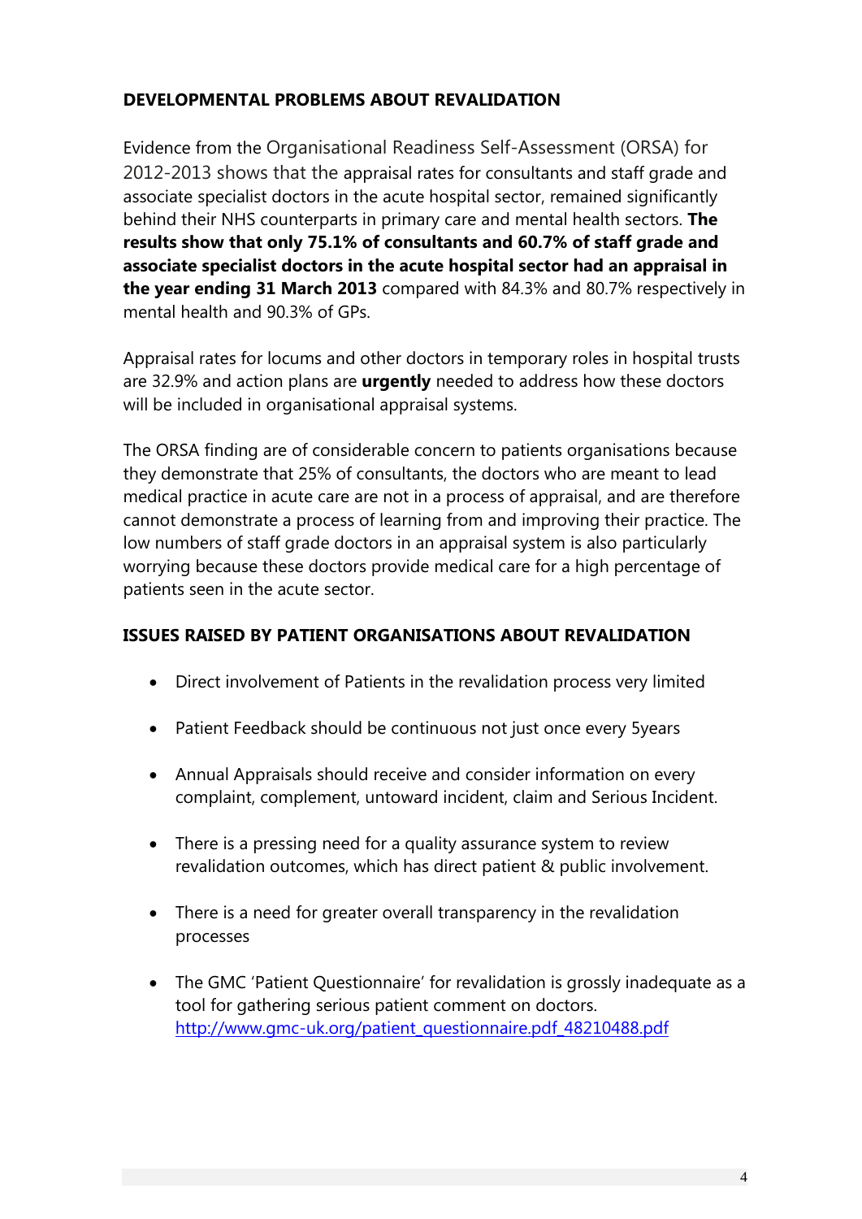## DEVELOPMENTAL PROBLEMS ABOUT REVALIDATION

Evidence from the Organisational Readiness Self-Assessment (ORSA) for 2012-2013 shows that the appraisal rates for consultants and staff grade and associate specialist doctors in the acute hospital sector, remained significantly behind their NHS counterparts in primary care and mental health sectors. **The results show that only 75.1% of consultants and 60.7% of staff grade and associate specialist doctors in the acute hospital sector had an appraisal in the year ending 31 March 2013** compared with 84.3% and 80.7% respectively in mental health and 90.3% of GPs.

Appraisal rates for locums and other doctors in temporary roles in hospital trusts are 32.9% and action plans are **urgently** needed to address how these doctors will be included in organisational appraisal systems.

The ORSA finding are of considerable concern to patients organisations because they demonstrate that 25% of consultants, the doctors who are meant to lead medical practice in acute care are not in a process of appraisal, and are therefore cannot demonstrate a process of learning from and improving their practice. The low numbers of staff grade doctors in an appraisal system is also particularly worrying because these doctors provide medical care for a high percentage of patients seen in the acute sector.

## ISSUES RAISED BY PATIENT ORGANISATIONS ABOUT REVALIDATION

- Direct involvement of Patients in the revalidation process very limited
- Patient Feedback should be continuous not just once every 5years
- Annual Appraisals should receive and consider information on every complaint, complement, untoward incident, claim and Serious Incident.
- There is a pressing need for a quality assurance system to review revalidation outcomes, which has direct patient & public involvement.
- There is a need for greater overall transparency in the revalidation processes
- The GMC 'Patient Questionnaire' for revalidation is grossly inadequate as a tool for gathering serious patient comment on doctors. http://www.gmc-uk.org/patient_questionnaire.pdf_48210488.pdf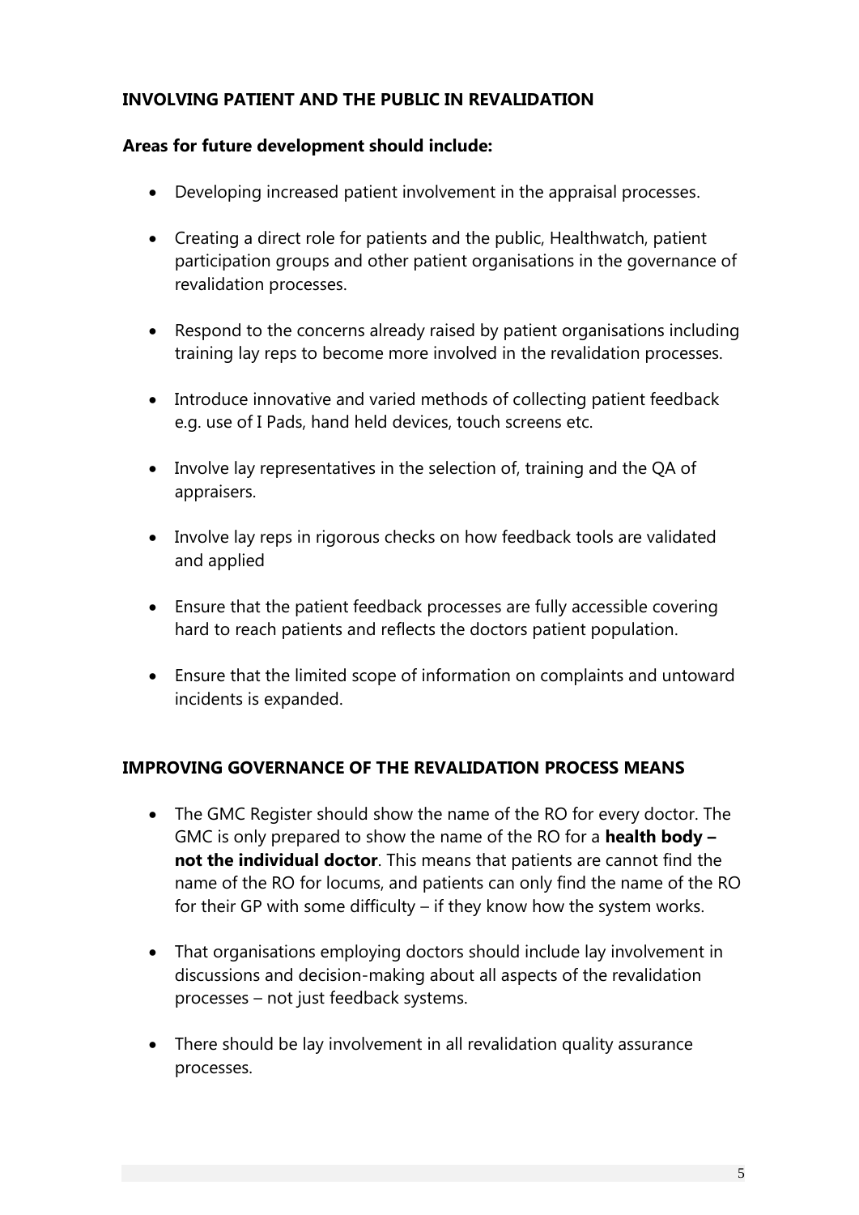## INVOLVING PATIENT AND THE PUBLIC IN REVALIDATION

**Areas for future development should include:**

- Developing increased patient involvement in the appraisal processes.
- Creating a direct role for patients and the public, Healthwatch, patient participation groups and other patient organisations in the governance of revalidation processes.
- Respond to the concerns already raised by patient organisations including training lay reps to become more involved in the revalidation processes.
- Introduce innovative and varied methods of collecting patient feedback e.g. use of I Pads, hand held devices, touch screens etc.
- Involve lay representatives in the selection of, training and the QA of appraisers.
- Involve lay reps in rigorous checks on how feedback tools are validated and applied
- Ensure that the patient feedback processes are fully accessible covering hard to reach patients and reflects the doctors patient population.
- Ensure that the limited scope of information on complaints and untoward incidents is expanded.

## IMPROVING GOVERNANCE OF THE REVALIDATION PROCESS MEANS

- The GMC Register should show the name of the RO for every doctor. The GMC is only prepared to show the name of the RO for a **health body – not the individual doctor**. This means that patients are cannot find the name of the RO for locums, and patients can only find the name of the RO for their GP with some difficulty – if they know how the system works.
- That organisations employing doctors should include lay involvement in discussions and decision-making about all aspects of the revalidation processes – not just feedback systems.
- There should be lay involvement in all revalidation quality assurance processes.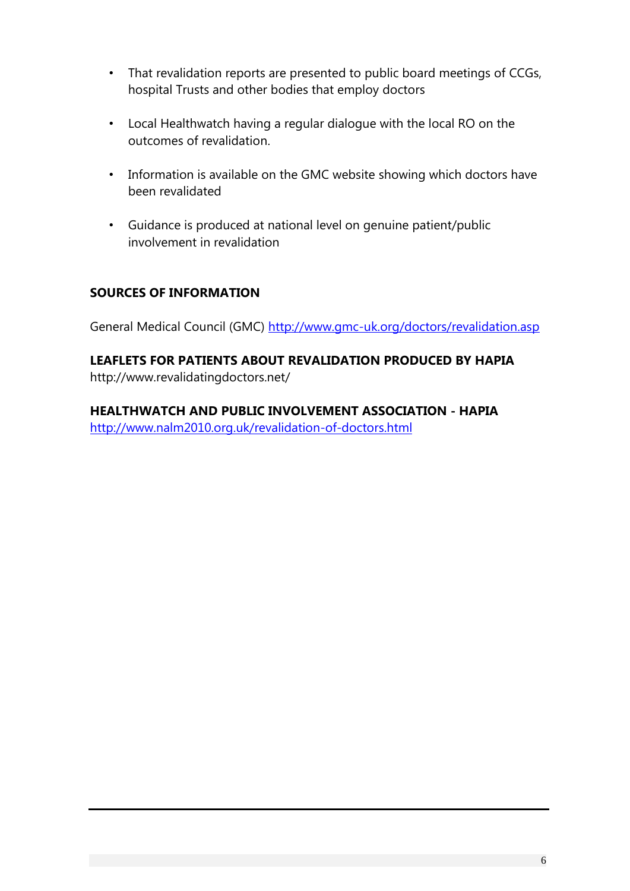- That revalidation reports are presented to public board meetings of CCGs, hospital Trusts and other bodies that employ doctors

- Local Healthwatch having a regular dialogue with the local RO on the outcomes of revalidation.

- Information is available on the GMC website showing which doctors have been revalidated

- Guidance is produced at national level on genuine patient/public involvement in revalidation

## SOURCES OF INFORMATION

General Medical Council (GMC) http://www.gmc-uk.org/doctors/revalidation.asp

## LEAFLETS FOR PATIENTS ABOUT REVALIDATION PRODUCED BY HAPIA

http://www.revalidatingdoctors.net/

## HEALTHWATCH AND PUBLIC INVOLVEMENT ASSOCIATION - HAPIA

http://www.nalm2010.org.uk/revalidation-of-doctors.html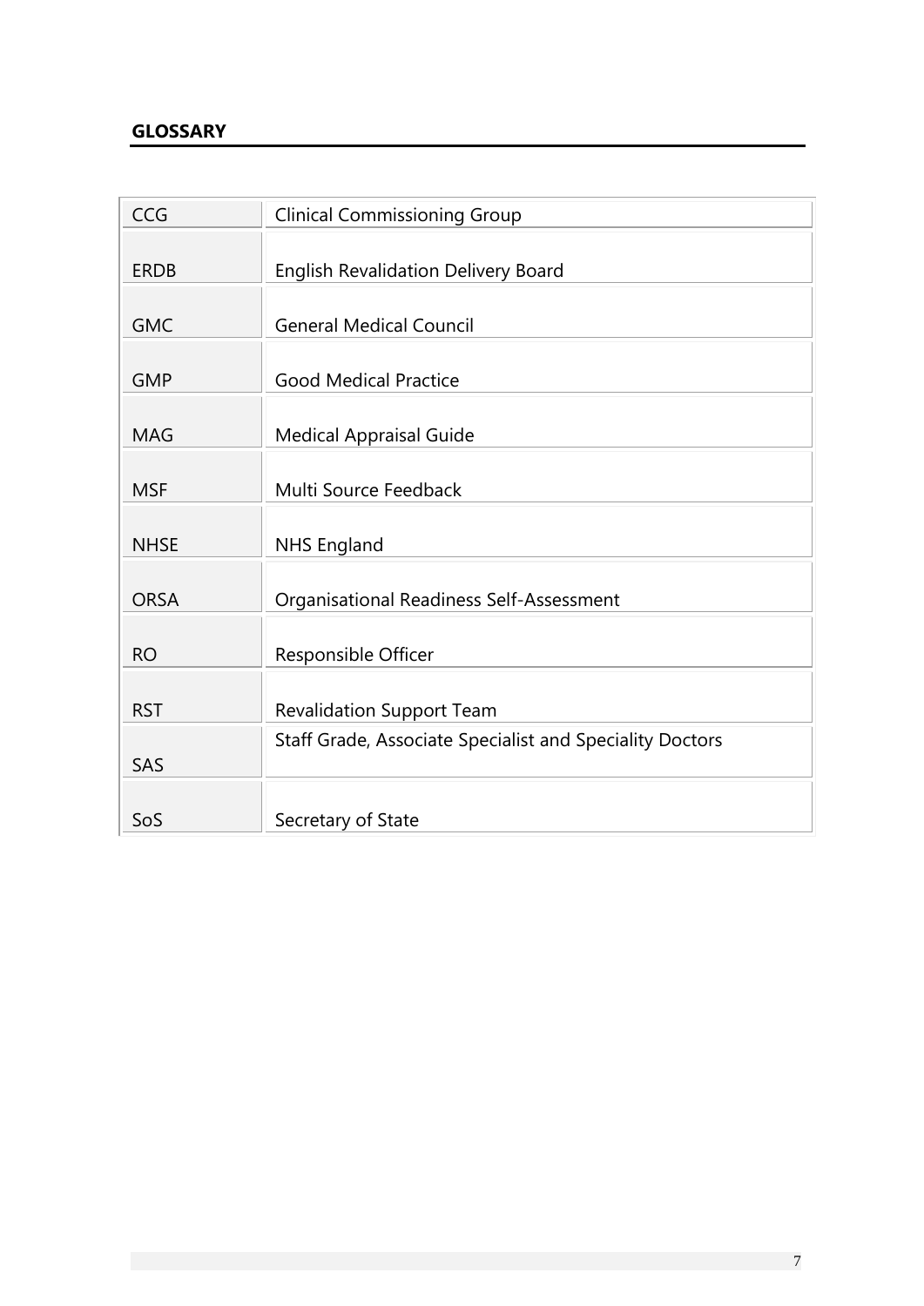**GLOSSARY**

| | |
|---|---|
| CCG | Clinical Commissioning Group |
| ERDB | English Revalidation Delivery Board |
| GMC | General Medical Council |
| GMP | Good Medical Practice |
| MAG | Medical Appraisal Guide |
| MSF | Multi Source Feedback |
| NHSE | NHS England |
| ORSA | Organisational Readiness Self-Assessment |
| RO | Responsible Officer |
| RST | Revalidation Support Team |
| SAS | Staff Grade, Associate Specialist and Speciality Doctors |
| SoS | Secretary of State |